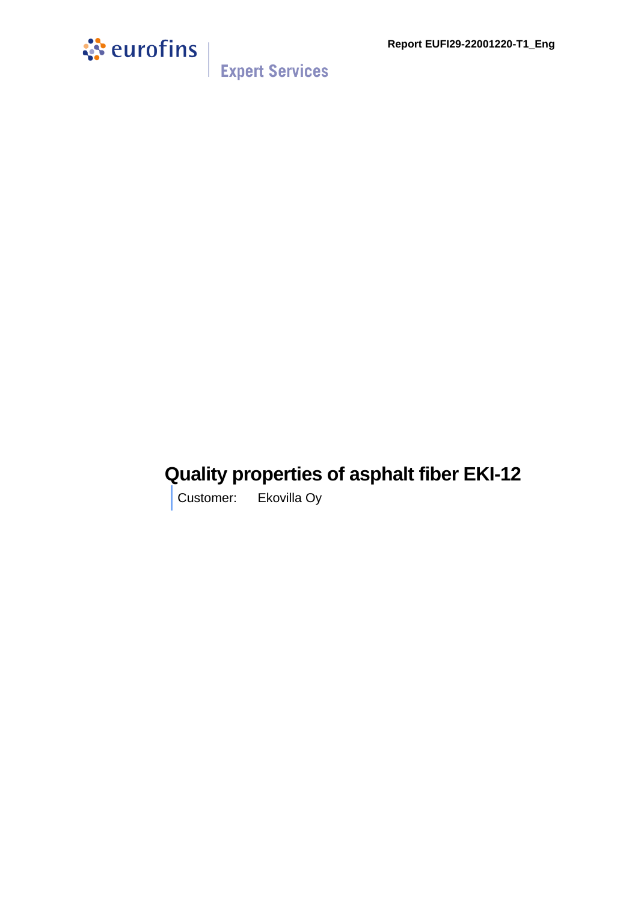Report EUFI29-22001220-T1_Eng

# Quality properties of asphalt fiber EKI-12

Customer: Ekovilla Oy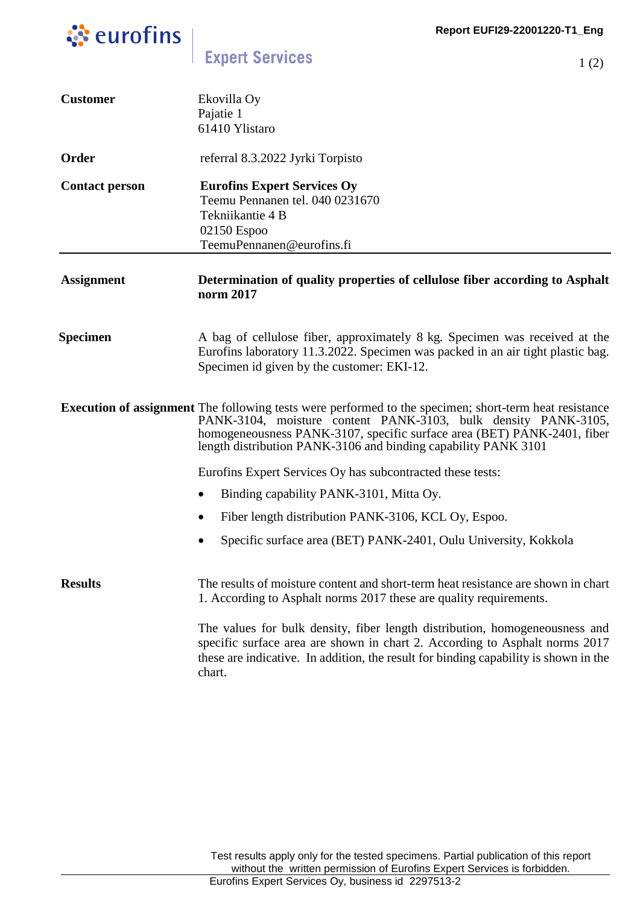| | |
|---|---|
| **Customer** | Ekovilla Oy<br>Pajatie 1<br>61410 Ylistaro |
| **Order** | referral 8.3.2022 Jyrki Torpisto |
| **Contact person** | **Eurofins Expert Services Oy**<br>Teemu Pennanen tel. 040 0231670<br>Tekniikantie 4 B<br>02150 Espoo<br>TeemuPennanen@eurofins.fi |

---

**Assignment**

**Determination of quality properties of cellulose fiber according to Asphalt norm 2017**

**Specimen**

A bag of cellulose fiber, approximately 8 kg. Specimen was received at the Eurofins laboratory 11.3.2022. Specimen was packed in an air tight plastic bag. Specimen id given by the customer: EKI-12.

**Execution of assignment**

The following tests were performed to the specimen; short-term heat resistance PANK-3104, moisture content PANK-3103, bulk density PANK-3105, homogeneousness PANK-3107, specific surface area (BET) PANK-2401, fiber length distribution PANK-3106 and binding capability PANK 3101

Eurofins Expert Services Oy has subcontracted these tests:

- Binding capability PANK-3101, Mitta Oy.
- Fiber length distribution PANK-3106, KCL Oy, Espoo.
- Specific surface area (BET) PANK-2401, Oulu University, Kokkola

**Results**

The results of moisture content and short-term heat resistance are shown in chart 1. According to Asphalt norms 2017 these are quality requirements.

The values for bulk density, fiber length distribution, homogeneousness and specific surface area are shown in chart 2. According to Asphalt norms 2017 these are indicative. In addition, the result for binding capability is shown in the chart.

Test results apply only for the tested specimens. Partial publication of this report without the written permission of Eurofins Expert Services is forbidden.

Eurofins Expert Services Oy, business id 2297513-2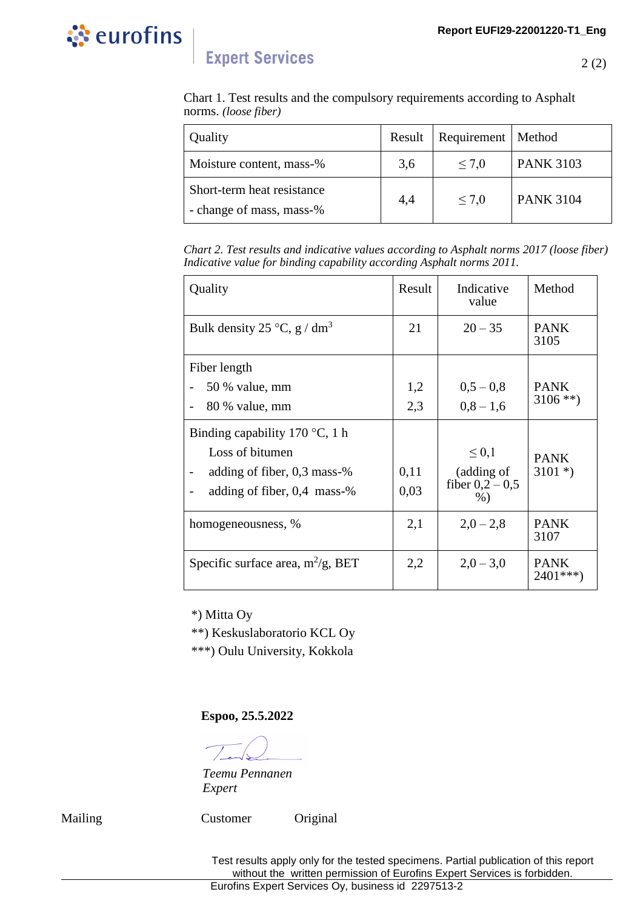Chart 1. Test results and the compulsory requirements according to Asphalt norms. *(loose fiber)*

| Quality | Result | Requirement | Method |
|---|---|---|---|
| Moisture content, mass-% | 3,6 | ≤ 7,0 | PANK 3103 |
| Short-term heat resistance - change of mass, mass-% | 4,4 | ≤ 7,0 | PANK 3104 |

*Chart 2. Test results and indicative values according to Asphalt norms 2017 (loose fiber) Indicative value for binding capability according Asphalt norms 2011.*

| Quality | Result | Indicative value | Method |
|---|---|---|---|
| Bulk density 25 °C, g / $dm^3$ | 21 | 20 – 35 | PANK 3105 |
| Fiber length | | | PANK 3106 **) |
| - 50 % value, mm | 1,2 | 0,5 – 0,8 | |
| - 80 % value, mm | 2,3 | 0,8 – 1,6 | |
| Binding capability 170 °C, 1 h<br>Loss of bitumen | | ≤ 0,1 (adding of fiber 0,2 – 0,5 %) | PANK 3101 *) |
| - adding of fiber, 0,3 mass-% | 0,11 | | |
| - adding of fiber, 0,4 mass-% | 0,03 | | |
| homogeneousness, % | 2,1 | 2,0 – 2,8 | PANK 3107 |
| Specific surface area, $m^2$/g, BET | 2,2 | 2,0 – 3,0 | PANK 2401***) |

*) Mitta Oy
**) Keskuslaboratorio KCL Oy
***) Oulu University, Kokkola

**Espoo, 25.5.2022**

*Teemu Pennanen*
*Expert*

Mailing Customer Original

Test results apply only for the tested specimens. Partial publication of this report without the written permission of Eurofins Expert Services is forbidden.

Eurofins Expert Services Oy, business id 2297513-2